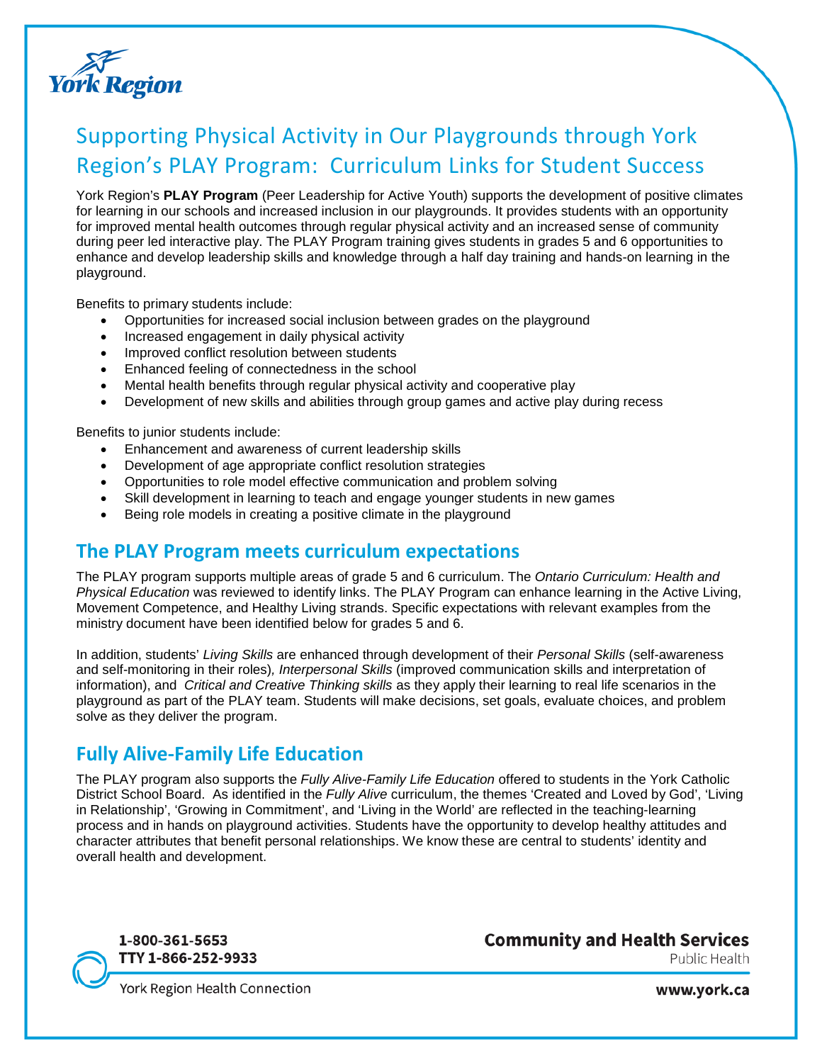# Supporting Physical Activity in Our Playgrounds through York Region's PLAY Program: Curriculum Links for Student Success

York Region's **PLAY Program** (Peer Leadership for Active Youth) supports the development of positive climates for learning in our schools and increased inclusion in our playgrounds. It provides students with an opportunity for improved mental health outcomes through regular physical activity and an increased sense of community during peer led interactive play. The PLAY Program training gives students in grades 5 and 6 opportunities to enhance and develop leadership skills and knowledge through a half day training and hands-on learning in the playground.

Benefits to primary students include:

- Opportunities for increased social inclusion between grades on the playground
- Increased engagement in daily physical activity
- Improved conflict resolution between students
- Enhanced feeling of connectedness in the school
- Mental health benefits through regular physical activity and cooperative play
- Development of new skills and abilities through group games and active play during recess

Benefits to junior students include:

- Enhancement and awareness of current leadership skills
- Development of age appropriate conflict resolution strategies
- Opportunities to role model effective communication and problem solving
- Skill development in learning to teach and engage younger students in new games
- Being role models in creating a positive climate in the playground

## The PLAY Program meets curriculum expectations

The PLAY program supports multiple areas of grade 5 and 6 curriculum. The *Ontario Curriculum: Health and Physical Education* was reviewed to identify links. The PLAY Program can enhance learning in the Active Living, Movement Competence, and Healthy Living strands. Specific expectations with relevant examples from the ministry document have been identified below for grades 5 and 6.

In addition, students' *Living Skills* are enhanced through development of their *Personal Skills* (self-awareness and self-monitoring in their roles), *Interpersonal Skills* (improved communication skills and interpretation of information), and *Critical and Creative Thinking skills* as they apply their learning to real life scenarios in the playground as part of the PLAY team. Students will make decisions, set goals, evaluate choices, and problem solve as they deliver the program.

## Fully Alive-Family Life Education

The PLAY program also supports the *Fully Alive-Family Life Education* offered to students in the York Catholic District School Board. As identified in the *Fully Alive* curriculum, the themes 'Created and Loved by God', 'Living in Relationship', 'Growing in Commitment', and 'Living in the World' are reflected in the teaching-learning process and in hands on playground activities. Students have the opportunity to develop healthy attitudes and character attributes that benefit personal relationships. We know these are central to students' identity and overall health and development.

1-800-361-5653
TTY 1-866-252-9933
York Region Health Connection

**Community and Health Services**
Public Health

**www.york.ca**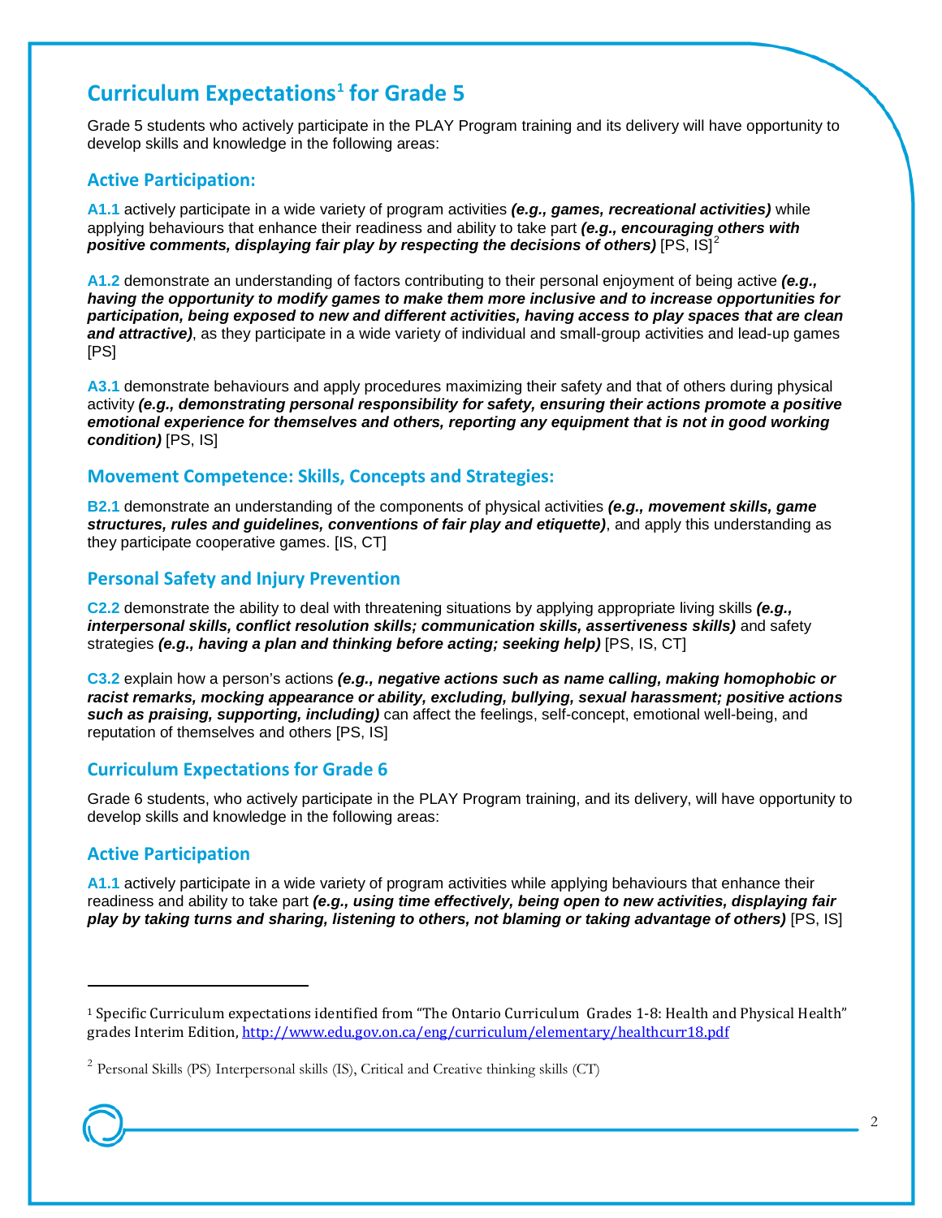## Curriculum Expectations[1] for Grade 5

Grade 5 students who actively participate in the PLAY Program training and its delivery will have opportunity to develop skills and knowledge in the following areas:

### Active Participation:

**A1.1** actively participate in a wide variety of program activities ***(e.g., games, recreational activities)*** while applying behaviours that enhance their readiness and ability to take part ***(e.g., encouraging others with positive comments, displaying fair play by respecting the decisions of others)*** [PS, IS][2]

**A1.2** demonstrate an understanding of factors contributing to their personal enjoyment of being active ***(e.g., having the opportunity to modify games to make them more inclusive and to increase opportunities for participation, being exposed to new and different activities, having access to play spaces that are clean and attractive)***, as they participate in a wide variety of individual and small-group activities and lead-up games [PS]

**A3.1** demonstrate behaviours and apply procedures maximizing their safety and that of others during physical activity ***(e.g., demonstrating personal responsibility for safety, ensuring their actions promote a positive emotional experience for themselves and others, reporting any equipment that is not in good working condition)*** [PS, IS]

### Movement Competence: Skills, Concepts and Strategies:

**B2.1** demonstrate an understanding of the components of physical activities ***(e.g., movement skills, game structures, rules and guidelines, conventions of fair play and etiquette)***, and apply this understanding as they participate cooperative games. [IS, CT]

### Personal Safety and Injury Prevention

**C2.2** demonstrate the ability to deal with threatening situations by applying appropriate living skills ***(e.g., interpersonal skills, conflict resolution skills; communication skills, assertiveness skills)*** and safety strategies ***(e.g., having a plan and thinking before acting; seeking help)*** [PS, IS, CT]

**C3.2** explain how a person's actions ***(e.g., negative actions such as name calling, making homophobic or racist remarks, mocking appearance or ability, excluding, bullying, sexual harassment; positive actions such as praising, supporting, including)*** can affect the feelings, self-concept, emotional well-being, and reputation of themselves and others [PS, IS]

## Curriculum Expectations for Grade 6

Grade 6 students, who actively participate in the PLAY Program training, and its delivery, will have opportunity to develop skills and knowledge in the following areas:

### Active Participation

**A1.1** actively participate in a wide variety of program activities while applying behaviours that enhance their readiness and ability to take part ***(e.g., using time effectively, being open to new activities, displaying fair play by taking turns and sharing, listening to others, not blaming or taking advantage of others)*** [PS, IS]

---

[1] Specific Curriculum expectations identified from "The Ontario Curriculum Grades 1-8: Health and Physical Health" grades Interim Edition, http://www.edu.gov.on.ca/eng/curriculum/elementary/healthcurr18.pdf

[2] Personal Skills (PS) Interpersonal skills (IS), Critical and Creative thinking skills (CT)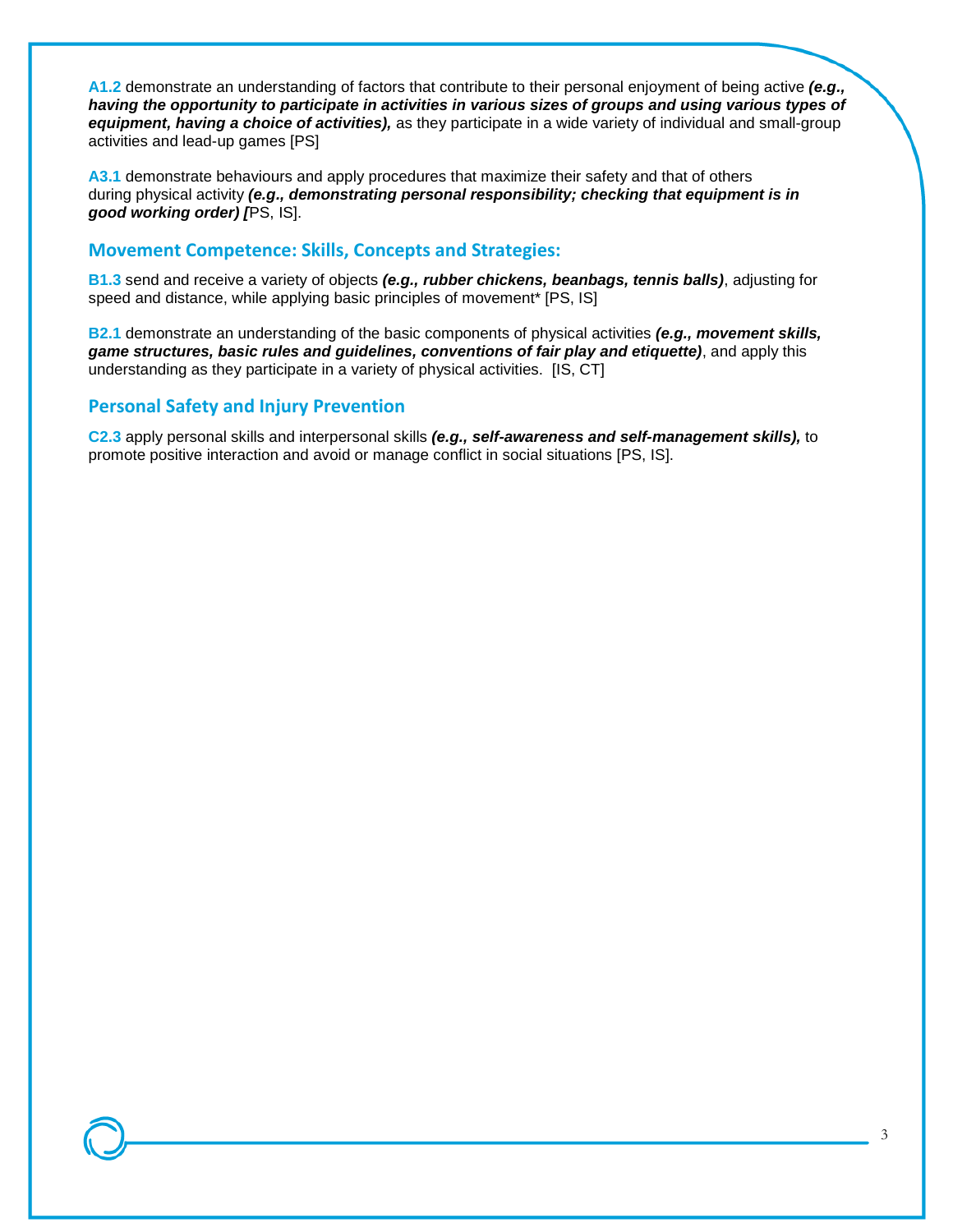**A1.2** demonstrate an understanding of factors that contribute to their personal enjoyment of being active ***(e.g., having the opportunity to participate in activities in various sizes of groups and using various types of equipment, having a choice of activities),*** as they participate in a wide variety of individual and small-group activities and lead-up games [PS]

**A3.1** demonstrate behaviours and apply procedures that maximize their safety and that of others during physical activity ***(e.g., demonstrating personal responsibility; checking that equipment is in good working order) [***PS, IS].

## Movement Competence: Skills, Concepts and Strategies:

**B1.3** send and receive a variety of objects ***(e.g., rubber chickens, beanbags, tennis balls)***, adjusting for speed and distance, while applying basic principles of movement* [PS, IS]

**B2.1** demonstrate an understanding of the basic components of physical activities ***(e.g., movement skills, game structures, basic rules and guidelines, conventions of fair play and etiquette)***, and apply this understanding as they participate in a variety of physical activities. [IS, CT]

## Personal Safety and Injury Prevention

**C2.3** apply personal skills and interpersonal skills ***(e.g., self-awareness and self-management skills),*** to promote positive interaction and avoid or manage conflict in social situations [PS, IS].